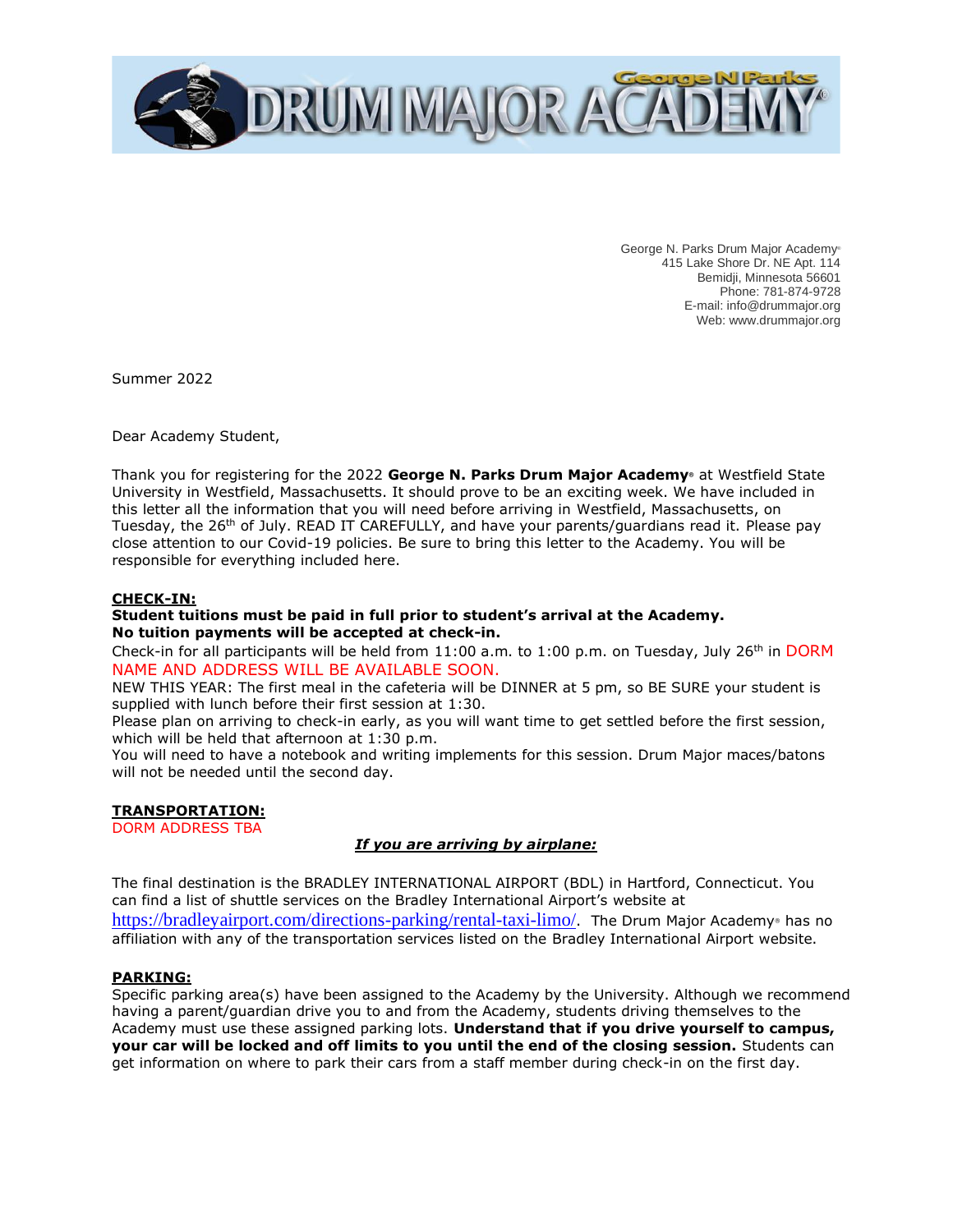# George N Parks DRUM MAJOR ACADEMY®

George N. Parks Drum Major Academy®
415 Lake Shore Dr. NE Apt. 114
Bemidji, Minnesota 56601
Phone: 781-874-9728
E-mail: info@drummajor.org
Web: www.drummajor.org

Summer 2022

Dear Academy Student,

Thank you for registering for the 2022 **George N. Parks Drum Major Academy®** at Westfield State University in Westfield, Massachusetts. It should prove to be an exciting week. We have included in this letter all the information that you will need before arriving in Westfield, Massachusetts, on Tuesday, the 26th of July. READ IT CAREFULLY, and have your parents/guardians read it. Please pay close attention to our Covid-19 policies. Be sure to bring this letter to the Academy. You will be responsible for everything included here.

**CHECK-IN:**

**Student tuitions must be paid in full prior to student's arrival at the Academy. No tuition payments will be accepted at check-in.**

Check-in for all participants will be held from 11:00 a.m. to 1:00 p.m. on Tuesday, July 26th in DORM NAME AND ADDRESS WILL BE AVAILABLE SOON.

NEW THIS YEAR: The first meal in the cafeteria will be DINNER at 5 pm, so BE SURE your student is supplied with lunch before their first session at 1:30.

Please plan on arriving to check-in early, as you will want time to get settled before the first session, which will be held that afternoon at 1:30 p.m.

You will need to have a notebook and writing implements for this session. Drum Major maces/batons will not be needed until the second day.

**TRANSPORTATION:**

DORM ADDRESS TBA

***If you are arriving by airplane:***

The final destination is the BRADLEY INTERNATIONAL AIRPORT (BDL) in Hartford, Connecticut. You can find a list of shuttle services on the Bradley International Airport's website at https://bradleyairport.com/directions-parking/rental-taxi-limo/. The Drum Major Academy® has no affiliation with any of the transportation services listed on the Bradley International Airport website.

**PARKING:**

Specific parking area(s) have been assigned to the Academy by the University. Although we recommend having a parent/guardian drive you to and from the Academy, students driving themselves to the Academy must use these assigned parking lots. **Understand that if you drive yourself to campus, your car will be locked and off limits to you until the end of the closing session.** Students can get information on where to park their cars from a staff member during check-in on the first day.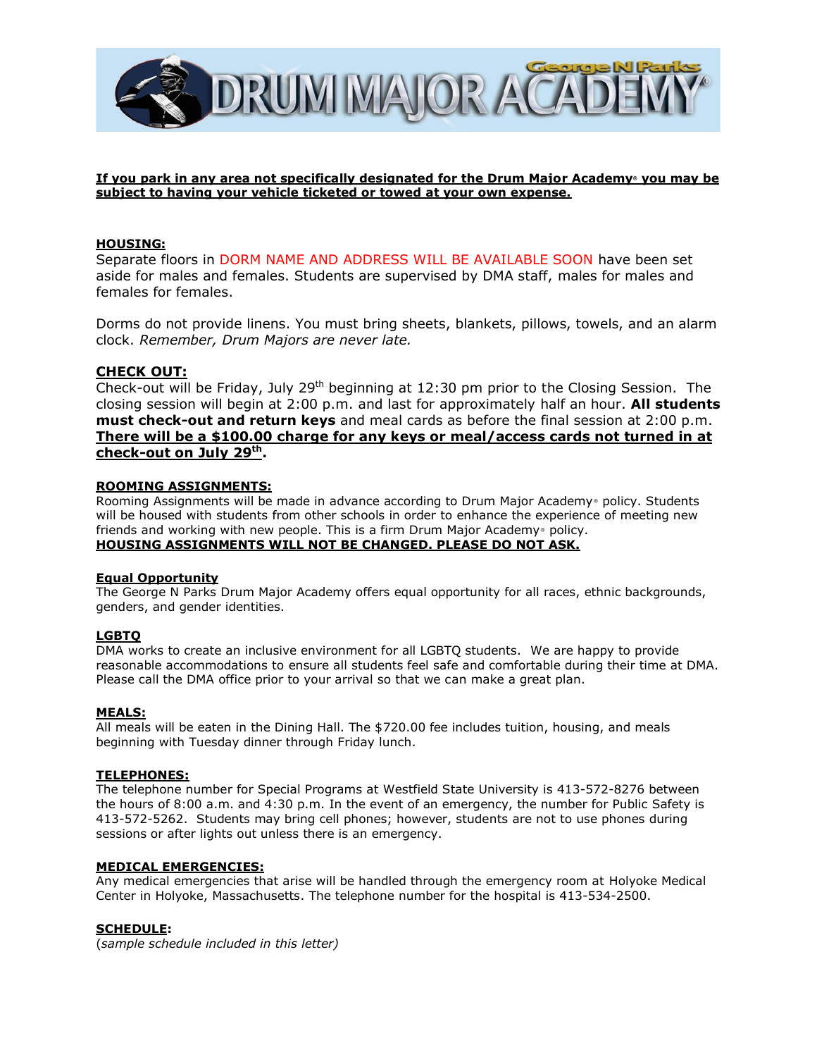**If you park in any area not specifically designated for the Drum Major Academy® you may be subject to having your vehicle ticketed or towed at your own expense.**

## HOUSING:

Separate floors in DORM NAME AND ADDRESS WILL BE AVAILABLE SOON have been set aside for males and females. Students are supervised by DMA staff, males for males and females for females.

Dorms do not provide linens. You must bring sheets, blankets, pillows, towels, and an alarm clock. *Remember, Drum Majors are never late.*

## CHECK OUT:

Check-out will be Friday, July 29th beginning at 12:30 pm prior to the Closing Session. The closing session will begin at 2:00 p.m. and last for approximately half an hour. **All students must check-out and return keys** and meal cards as before the final session at 2:00 p.m. **There will be a $100.00 charge for any keys or meal/access cards not turned in at check-out on July 29th.**

## ROOMING ASSIGNMENTS:

Rooming Assignments will be made in advance according to Drum Major Academy® policy. Students will be housed with students from other schools in order to enhance the experience of meeting new friends and working with new people. This is a firm Drum Major Academy® policy.

**HOUSING ASSIGNMENTS WILL NOT BE CHANGED. PLEASE DO NOT ASK.**

## Equal Opportunity

The George N Parks Drum Major Academy offers equal opportunity for all races, ethnic backgrounds, genders, and gender identities.

## LGBTQ

DMA works to create an inclusive environment for all LGBTQ students. We are happy to provide reasonable accommodations to ensure all students feel safe and comfortable during their time at DMA. Please call the DMA office prior to your arrival so that we can make a great plan.

## MEALS:

All meals will be eaten in the Dining Hall. The $720.00 fee includes tuition, housing, and meals beginning with Tuesday dinner through Friday lunch.

## TELEPHONES:

The telephone number for Special Programs at Westfield State University is 413-572-8276 between the hours of 8:00 a.m. and 4:30 p.m. In the event of an emergency, the number for Public Safety is 413-572-5262. Students may bring cell phones; however, students are not to use phones during sessions or after lights out unless there is an emergency.

## MEDICAL EMERGENCIES:

Any medical emergencies that arise will be handled through the emergency room at Holyoke Medical Center in Holyoke, Massachusetts. The telephone number for the hospital is 413-534-2500.

## SCHEDULE:

(*sample schedule included in this letter*)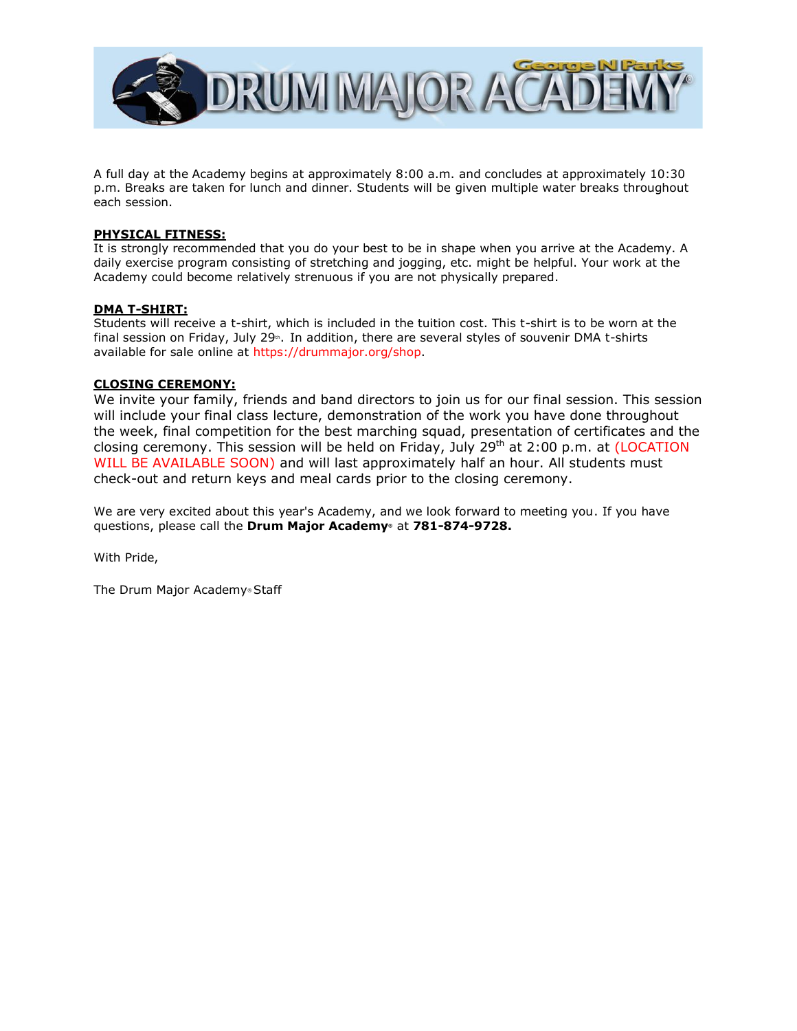A full day at the Academy begins at approximately 8:00 a.m. and concludes at approximately 10:30 p.m. Breaks are taken for lunch and dinner. Students will be given multiple water breaks throughout each session.

**PHYSICAL FITNESS:**
It is strongly recommended that you do your best to be in shape when you arrive at the Academy. A daily exercise program consisting of stretching and jogging, etc. might be helpful. Your work at the Academy could become relatively strenuous if you are not physically prepared.

**DMA T-SHIRT:**
Students will receive a t-shirt, which is included in the tuition cost. This t-shirt is to be worn at the final session on Friday, July 29th. In addition, there are several styles of souvenir DMA t-shirts available for sale online at https://drummajor.org/shop.

**CLOSING CEREMONY:**
We invite your family, friends and band directors to join us for our final session. This session will include your final class lecture, demonstration of the work you have done throughout the week, final competition for the best marching squad, presentation of certificates and the closing ceremony. This session will be held on Friday, July 29th at 2:00 p.m. at (LOCATION WILL BE AVAILABLE SOON) and will last approximately half an hour. All students must check-out and return keys and meal cards prior to the closing ceremony.

We are very excited about this year's Academy, and we look forward to meeting you. If you have questions, please call the **Drum Major Academy®** at **781-874-9728.**

With Pride,

The Drum Major Academy® Staff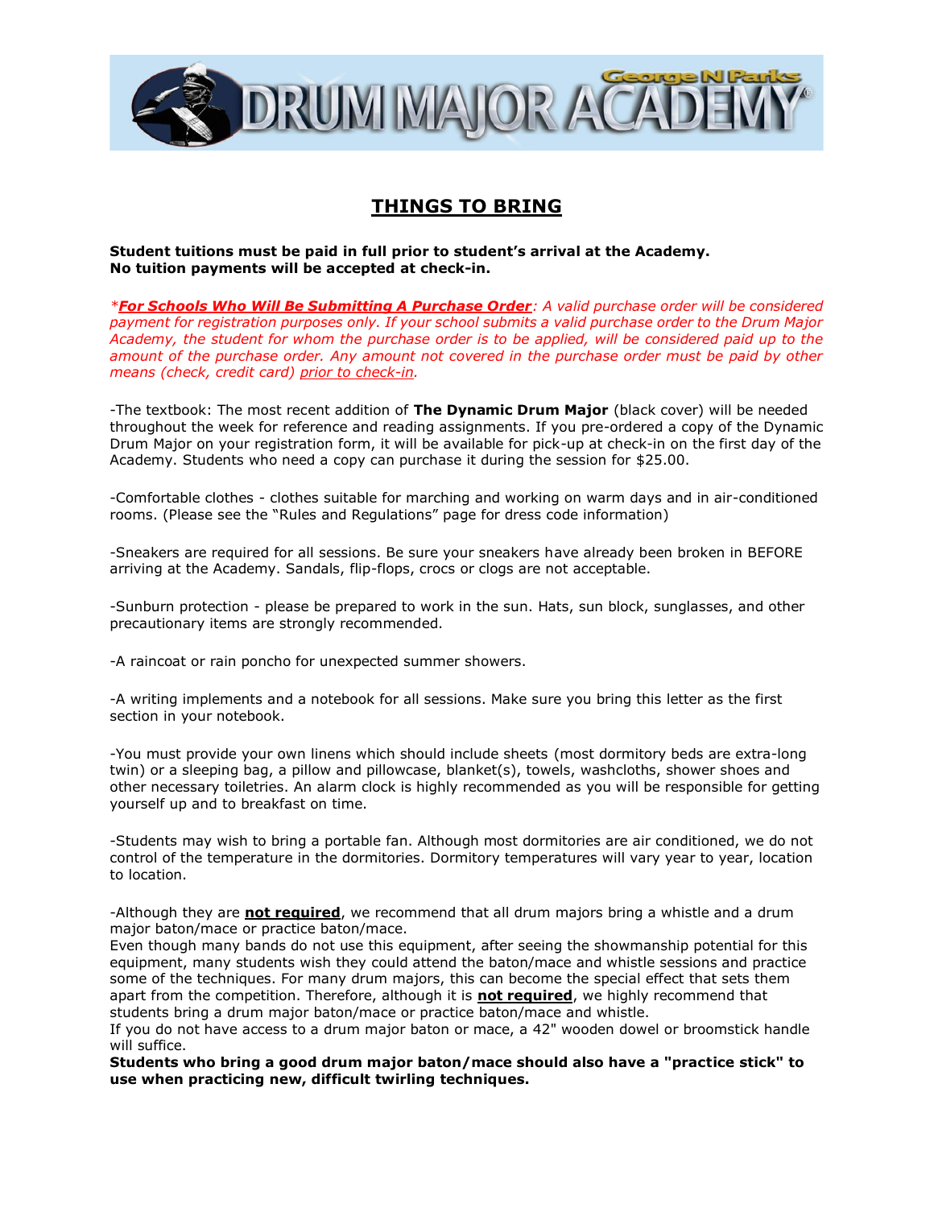# THINGS TO BRING

**Student tuitions must be paid in full prior to student's arrival at the Academy.**
**No tuition payments will be accepted at check-in.**

*\*For Schools Who Will Be Submitting A Purchase Order: A valid purchase order will be considered payment for registration purposes only. If your school submits a valid purchase order to the Drum Major Academy, the student for whom the purchase order is to be applied, will be considered paid up to the amount of the purchase order. Any amount not covered in the purchase order must be paid by other means (check, credit card) prior to check-in.*

-The textbook: The most recent addition of **The Dynamic Drum Major** (black cover) will be needed throughout the week for reference and reading assignments. If you pre-ordered a copy of the Dynamic Drum Major on your registration form, it will be available for pick-up at check-in on the first day of the Academy. Students who need a copy can purchase it during the session for $25.00.

-Comfortable clothes - clothes suitable for marching and working on warm days and in air-conditioned rooms. (Please see the "Rules and Regulations" page for dress code information)

-Sneakers are required for all sessions. Be sure your sneakers have already been broken in BEFORE arriving at the Academy. Sandals, flip-flops, crocs or clogs are not acceptable.

-Sunburn protection - please be prepared to work in the sun. Hats, sun block, sunglasses, and other precautionary items are strongly recommended.

-A raincoat or rain poncho for unexpected summer showers.

-A writing implements and a notebook for all sessions. Make sure you bring this letter as the first section in your notebook.

-You must provide your own linens which should include sheets (most dormitory beds are extra-long twin) or a sleeping bag, a pillow and pillowcase, blanket(s), towels, washcloths, shower shoes and other necessary toiletries. An alarm clock is highly recommended as you will be responsible for getting yourself up and to breakfast on time.

-Students may wish to bring a portable fan. Although most dormitories are air conditioned, we do not control of the temperature in the dormitories. Dormitory temperatures will vary year to year, location to location.

-Although they are **not required**, we recommend that all drum majors bring a whistle and a drum major baton/mace or practice baton/mace.
Even though many bands do not use this equipment, after seeing the showmanship potential for this equipment, many students wish they could attend the baton/mace and whistle sessions and practice some of the techniques. For many drum majors, this can become the special effect that sets them apart from the competition. Therefore, although it is **not required**, we highly recommend that students bring a drum major baton/mace or practice baton/mace and whistle.
If you do not have access to a drum major baton or mace, a 42" wooden dowel or broomstick handle will suffice.
**Students who bring a good drum major baton/mace should also have a "practice stick" to use when practicing new, difficult twirling techniques.**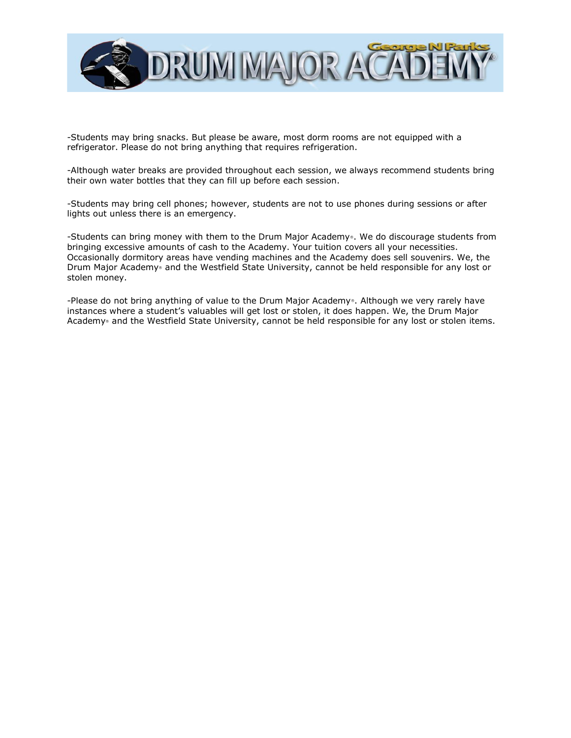-Students may bring snacks. But please be aware, most dorm rooms are not equipped with a refrigerator. Please do not bring anything that requires refrigeration.

-Although water breaks are provided throughout each session, we always recommend students bring their own water bottles that they can fill up before each session.

-Students may bring cell phones; however, students are not to use phones during sessions or after lights out unless there is an emergency.

-Students can bring money with them to the Drum Major Academy®. We do discourage students from bringing excessive amounts of cash to the Academy. Your tuition covers all your necessities. Occasionally dormitory areas have vending machines and the Academy does sell souvenirs. We, the Drum Major Academy® and the Westfield State University, cannot be held responsible for any lost or stolen money.

-Please do not bring anything of value to the Drum Major Academy®. Although we very rarely have instances where a student's valuables will get lost or stolen, it does happen. We, the Drum Major Academy® and the Westfield State University, cannot be held responsible for any lost or stolen items.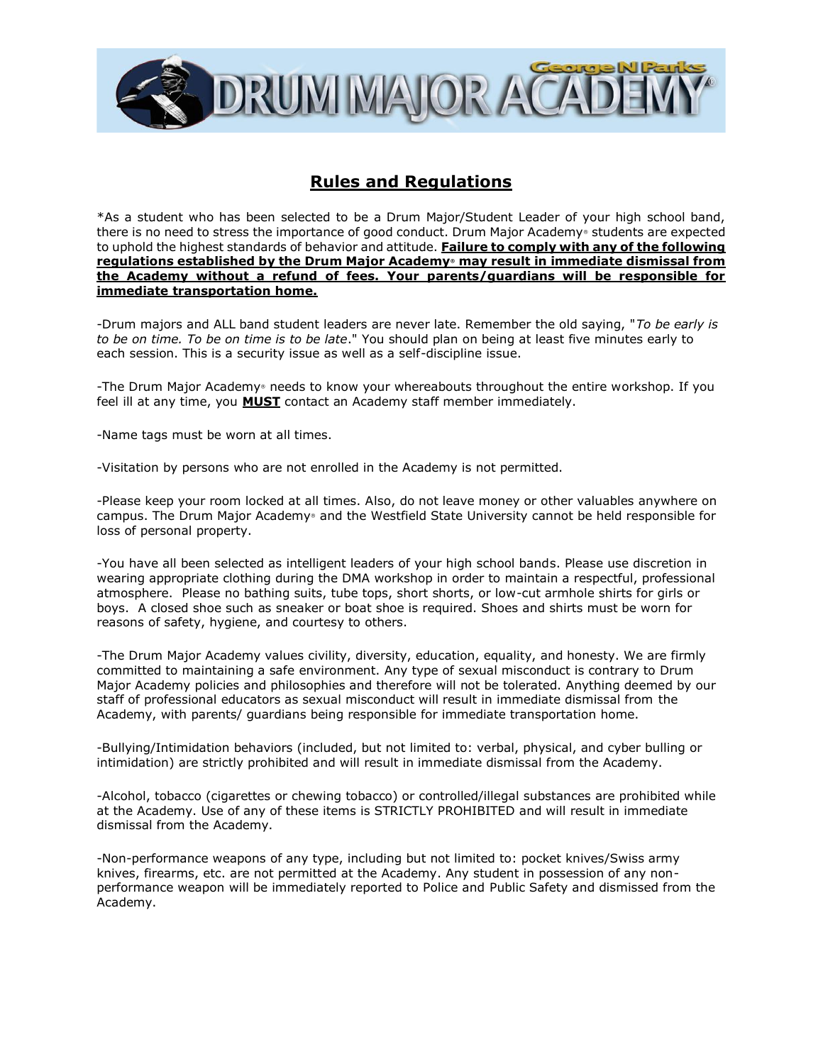## Rules and Regulations

*As a student who has been selected to be a Drum Major/Student Leader of your high school band, there is no need to stress the importance of good conduct. Drum Major Academy® students are expected to uphold the highest standards of behavior and attitude. **Failure to comply with any of the following regulations established by the Drum Major Academy® may result in immediate dismissal from the Academy without a refund of fees. Your parents/guardians will be responsible for immediate transportation home.**

-Drum majors and ALL band student leaders are never late. Remember the old saying, "*To be early is to be on time. To be on time is to be late*." You should plan on being at least five minutes early to each session. This is a security issue as well as a self-discipline issue.

-The Drum Major Academy® needs to know your whereabouts throughout the entire workshop. If you feel ill at any time, you **MUST** contact an Academy staff member immediately.

-Name tags must be worn at all times.

-Visitation by persons who are not enrolled in the Academy is not permitted.

-Please keep your room locked at all times. Also, do not leave money or other valuables anywhere on campus. The Drum Major Academy® and the Westfield State University cannot be held responsible for loss of personal property.

-You have all been selected as intelligent leaders of your high school bands. Please use discretion in wearing appropriate clothing during the DMA workshop in order to maintain a respectful, professional atmosphere. Please no bathing suits, tube tops, short shorts, or low-cut armhole shirts for girls or boys. A closed shoe such as sneaker or boat shoe is required. Shoes and shirts must be worn for reasons of safety, hygiene, and courtesy to others.

-The Drum Major Academy values civility, diversity, education, equality, and honesty. We are firmly committed to maintaining a safe environment. Any type of sexual misconduct is contrary to Drum Major Academy policies and philosophies and therefore will not be tolerated. Anything deemed by our staff of professional educators as sexual misconduct will result in immediate dismissal from the Academy, with parents/ guardians being responsible for immediate transportation home.

-Bullying/Intimidation behaviors (included, but not limited to: verbal, physical, and cyber bulling or intimidation) are strictly prohibited and will result in immediate dismissal from the Academy.

-Alcohol, tobacco (cigarettes or chewing tobacco) or controlled/illegal substances are prohibited while at the Academy. Use of any of these items is STRICTLY PROHIBITED and will result in immediate dismissal from the Academy.

-Non-performance weapons of any type, including but not limited to: pocket knives/Swiss army knives, firearms, etc. are not permitted at the Academy. Any student in possession of any non-performance weapon will be immediately reported to Police and Public Safety and dismissed from the Academy.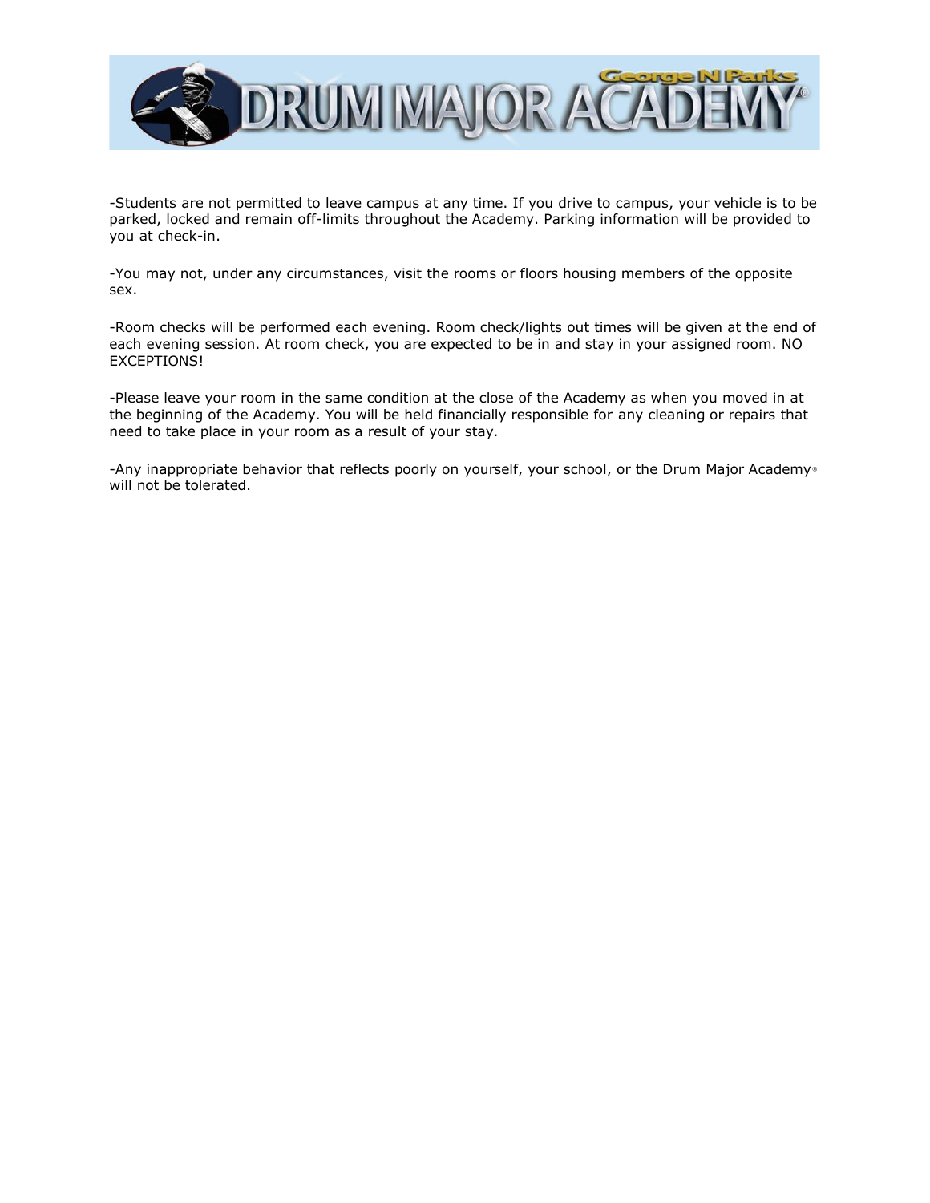-Students are not permitted to leave campus at any time. If you drive to campus, your vehicle is to be parked, locked and remain off-limits throughout the Academy. Parking information will be provided to you at check-in.

-You may not, under any circumstances, visit the rooms or floors housing members of the opposite sex.

-Room checks will be performed each evening. Room check/lights out times will be given at the end of each evening session. At room check, you are expected to be in and stay in your assigned room. NO EXCEPTIONS!

-Please leave your room in the same condition at the close of the Academy as when you moved in at the beginning of the Academy. You will be held financially responsible for any cleaning or repairs that need to take place in your room as a result of your stay.

-Any inappropriate behavior that reflects poorly on yourself, your school, or the Drum Major Academy® will not be tolerated.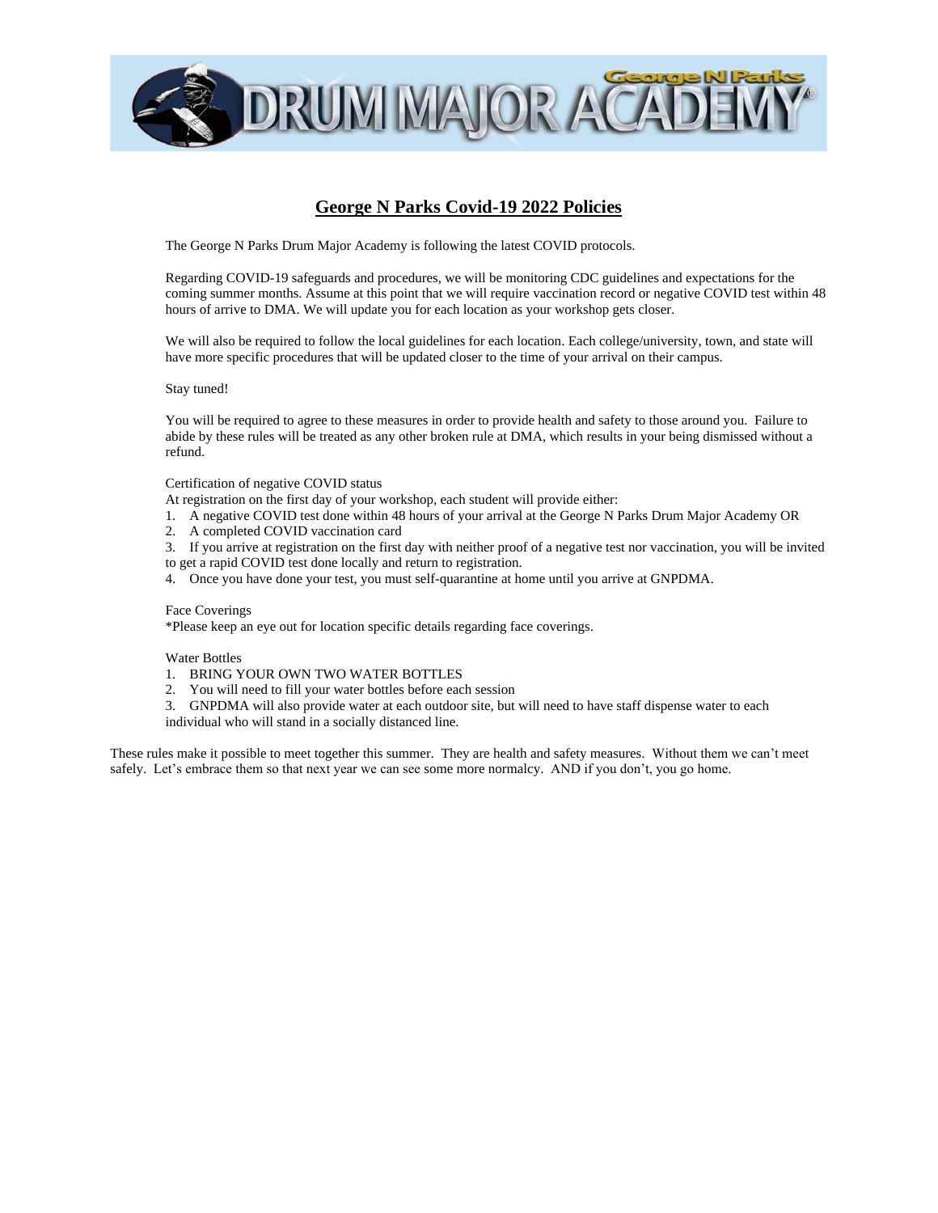# George N Parks Covid-19 2022 Policies

The George N Parks Drum Major Academy is following the latest COVID protocols.

Regarding COVID-19 safeguards and procedures, we will be monitoring CDC guidelines and expectations for the coming summer months. Assume at this point that we will require vaccination record or negative COVID test within 48 hours of arrive to DMA. We will update you for each location as your workshop gets closer.

We will also be required to follow the local guidelines for each location. Each college/university, town, and state will have more specific procedures that will be updated closer to the time of your arrival on their campus.

Stay tuned!

You will be required to agree to these measures in order to provide health and safety to those around you. Failure to abide by these rules will be treated as any other broken rule at DMA, which results in your being dismissed without a refund.

Certification of negative COVID status

At registration on the first day of your workshop, each student will provide either:

1. A negative COVID test done within 48 hours of your arrival at the George N Parks Drum Major Academy OR
2. A completed COVID vaccination card
3. If you arrive at registration on the first day with neither proof of a negative test nor vaccination, you will be invited to get a rapid COVID test done locally and return to registration.
4. Once you have done your test, you must self-quarantine at home until you arrive at GNPDMA.

Face Coverings

*Please keep an eye out for location specific details regarding face coverings.

Water Bottles

1. BRING YOUR OWN TWO WATER BOTTLES
2. You will need to fill your water bottles before each session
3. GNPDMA will also provide water at each outdoor site, but will need to have staff dispense water to each individual who will stand in a socially distanced line.

These rules make it possible to meet together this summer. They are health and safety measures. Without them we can't meet safely. Let's embrace them so that next year we can see some more normalcy. AND if you don't, you go home.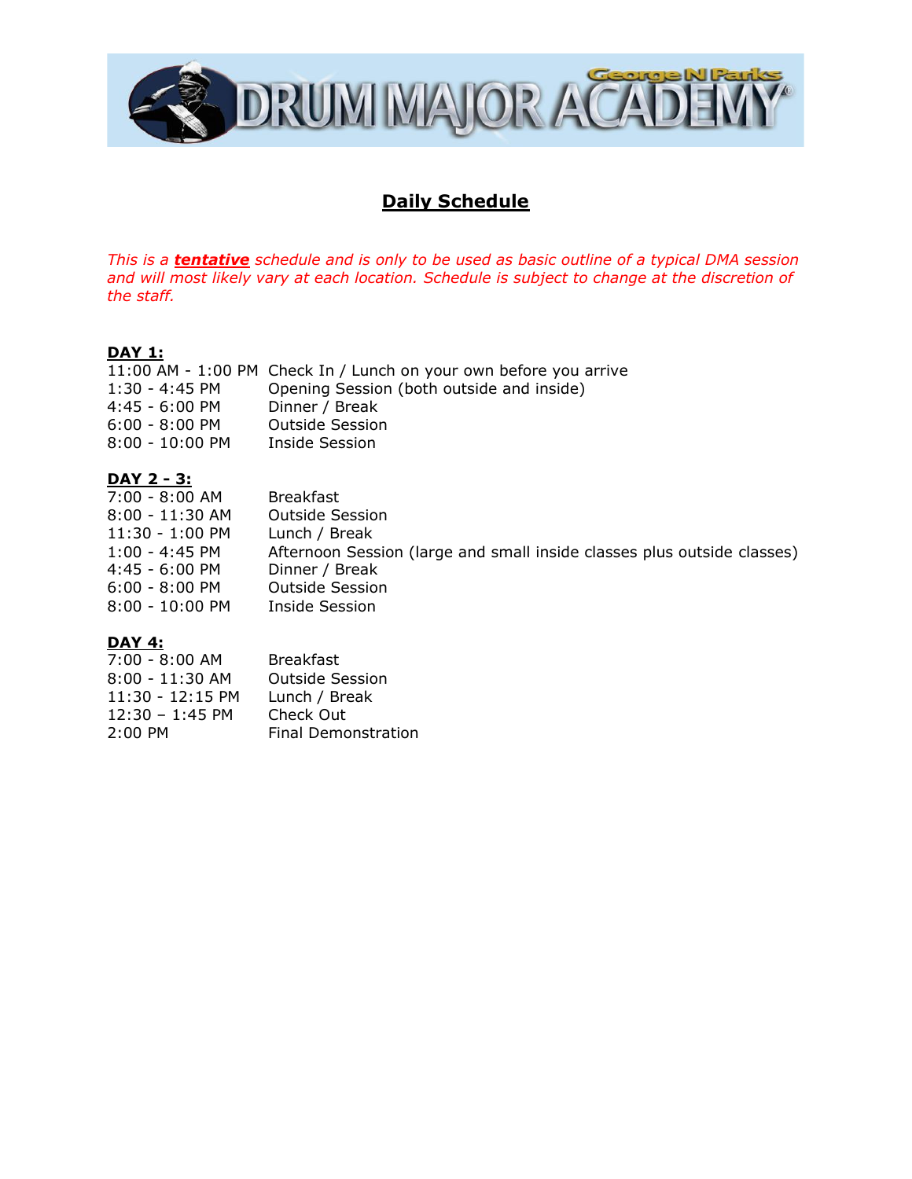# Daily Schedule

*This is a* ***tentative*** *schedule and is only to be used as basic outline of a typical DMA session and will most likely vary at each location. Schedule is subject to change at the discretion of the staff.*

**DAY 1:**

| | |
|---|---|
| 11:00 AM - 1:00 PM | Check In / Lunch on your own before you arrive |
| 1:30 - 4:45 PM | Opening Session (both outside and inside) |
| 4:45 - 6:00 PM | Dinner / Break |
| 6:00 - 8:00 PM | Outside Session |
| 8:00 - 10:00 PM | Inside Session |

**DAY 2 - 3:**

| | |
|---|---|
| 7:00 - 8:00 AM | Breakfast |
| 8:00 - 11:30 AM | Outside Session |
| 11:30 - 1:00 PM | Lunch / Break |
| 1:00 - 4:45 PM | Afternoon Session (large and small inside classes plus outside classes) |
| 4:45 - 6:00 PM | Dinner / Break |
| 6:00 - 8:00 PM | Outside Session |
| 8:00 - 10:00 PM | Inside Session |

**DAY 4:**

| | |
|---|---|
| 7:00 - 8:00 AM | Breakfast |
| 8:00 - 11:30 AM | Outside Session |
| 11:30 - 12:15 PM | Lunch / Break |
| 12:30 – 1:45 PM | Check Out |
| 2:00 PM | Final Demonstration |